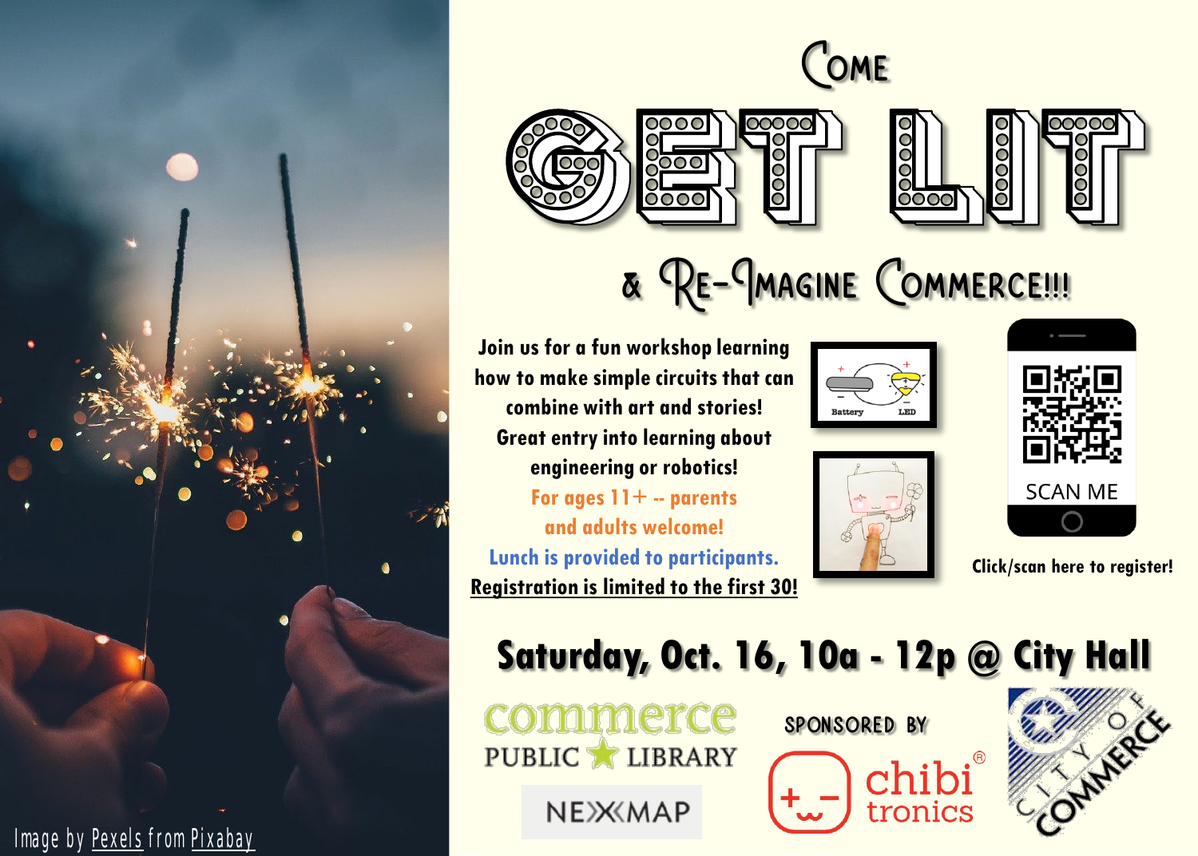# Come GET LIT

## & Re-Imagine Commerce!!!

**Join us for a fun workshop learning how to make simple circuits that can combine with art and stories!**
**Great entry into learning about engineering or robotics!**

**For ages 11+ -- parents and adults welcome!**

**Lunch is provided to participants.**

**Registration is limited to the first 30!**

Battery LED

SCAN ME

**Click/scan here to register!**

## Saturday, Oct. 16, 10a - 12p @ City Hall

commerce PUBLIC LIBRARY

NEXMAP

SPONSORED BY

chibi tronics®

CITY OF COMMERCE

Image by Pexels from Pixabay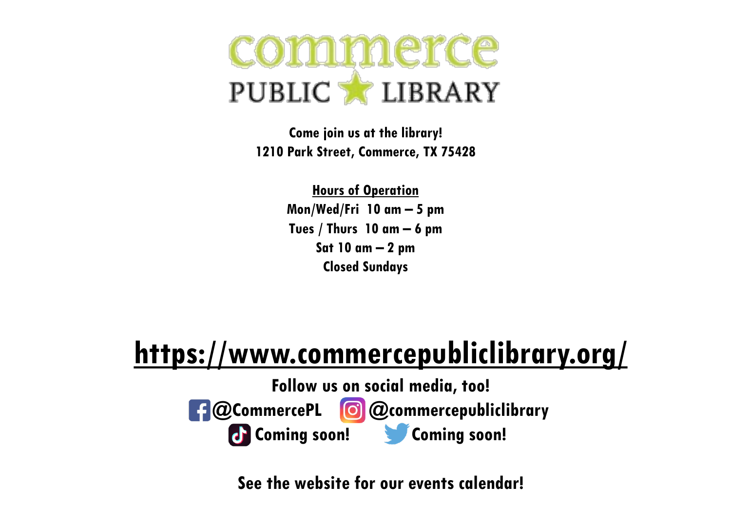# commerce PUBLIC LIBRARY

**Come join us at the library!**
**1210 Park Street, Commerce, TX 75428**

**Hours of Operation**

**Mon/Wed/Fri 10 am – 5 pm**
**Tues / Thurs 10 am – 6 pm**
**Sat 10 am – 2 pm**
**Closed Sundays**

## https://www.commercepubliclibrary.org/

**Follow us on social media, too!**

**@CommercePL** **@commercepubliclibrary**

**Coming soon!** **Coming soon!**

**See the website for our events calendar!**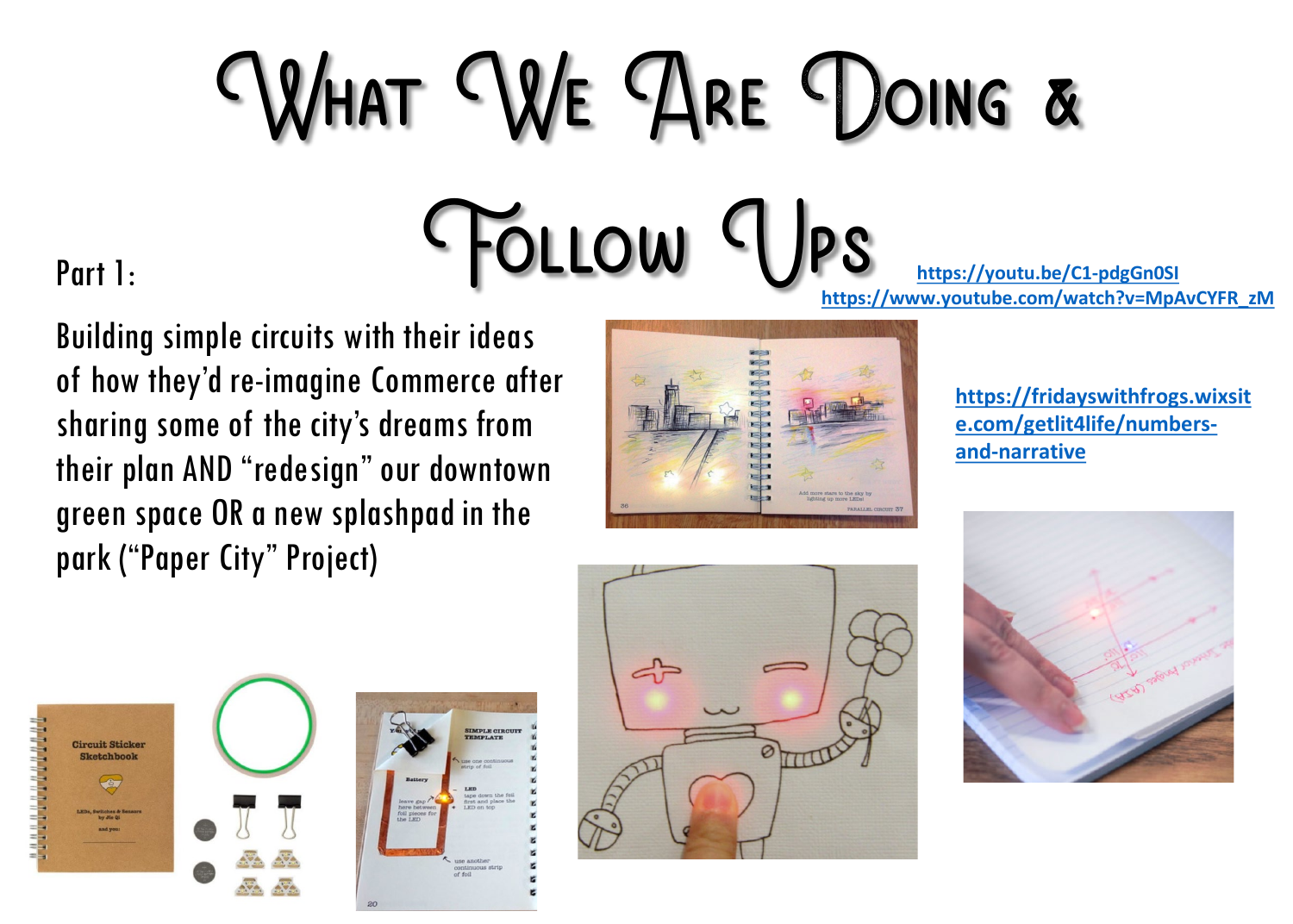# What We Are Doing & Follow Ups

Part 1:

Building simple circuits with their ideas of how they'd re-imagine Commerce after sharing some of the city's dreams from their plan AND "redesign" our downtown green space OR a new splashpad in the park ("Paper City" Project)

https://youtu.be/C1-pdgGn0SI

https://www.youtube.com/watch?v=MpAvCYFR_zM

https://fridayswithfrogs.wixsite.com/getlit4life/numbers-and-narrative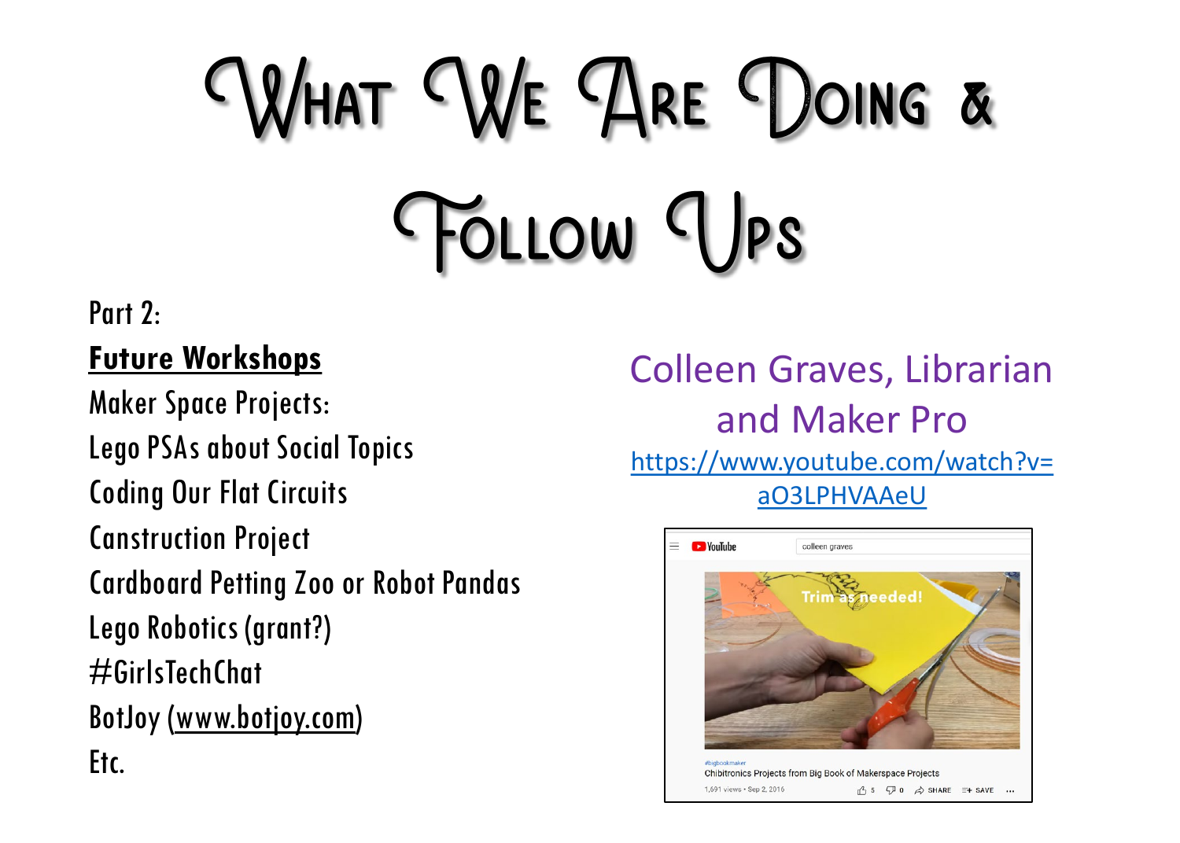# What We Are Doing & Follow Ups

Part 2:

**Future Workshops**

Maker Space Projects:

Lego PSAs about Social Topics

Coding Our Flat Circuits

Canstruction Project

Cardboard Petting Zoo or Robot Pandas

Lego Robotics (grant?)

#GirlsTechChat

BotJoy (www.botjoy.com)

Etc.

Colleen Graves, Librarian and Maker Pro

https://www.youtube.com/watch?v=aO3LPHVAAeU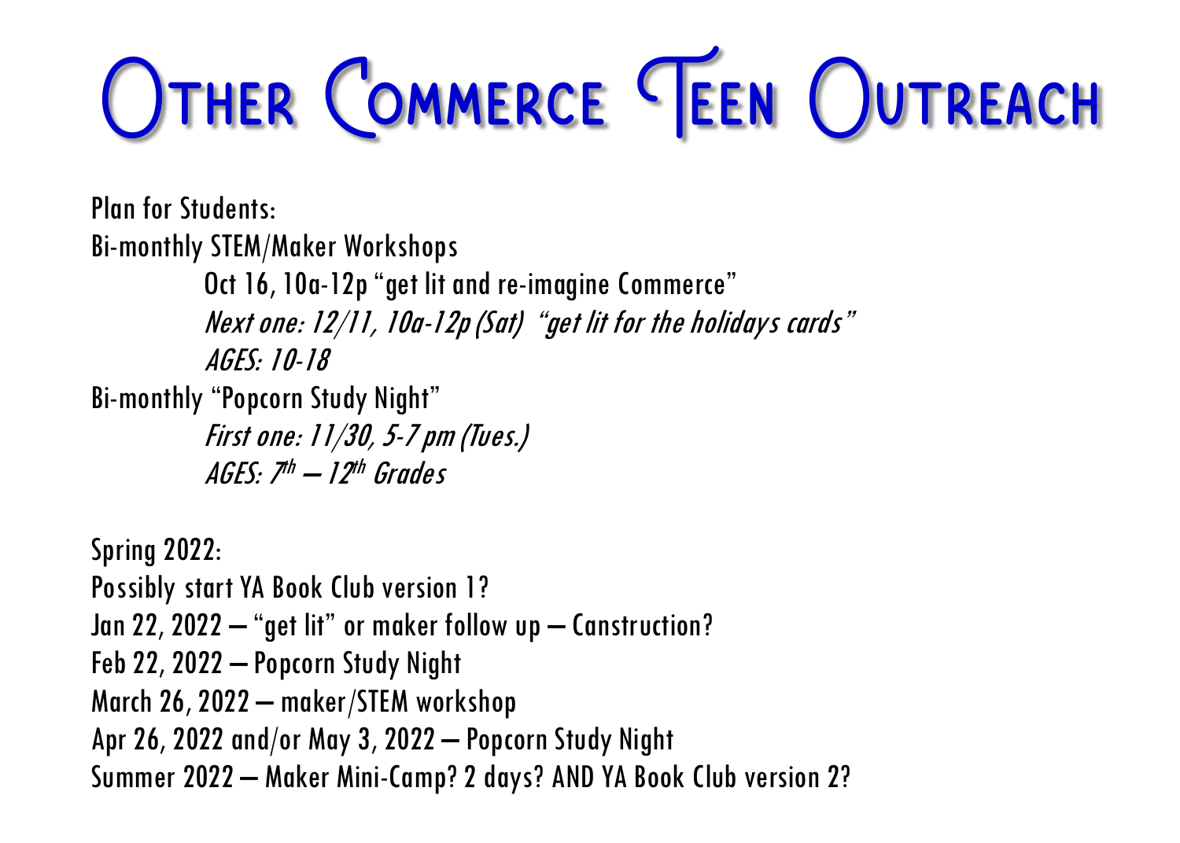# Other Commerce Teen Outreach

Plan for Students:

Bi-monthly STEM/Maker Workshops

  Oct 16, 10a-12p "get lit and re-imagine Commerce"

  *Next one: 12/11, 10a-12p (Sat) "get lit for the holidays cards"*

  *AGES: 10-18*

Bi-monthly "Popcorn Study Night"

  *First one: 11/30, 5-7 pm (Tues.)*

  *AGES: 7th – 12th Grades*

Spring 2022:

Possibly start YA Book Club version 1?

Jan 22, 2022 – "get lit" or maker follow up – Canstruction?

Feb 22, 2022 – Popcorn Study Night

March 26, 2022 – maker/STEM workshop

Apr 26, 2022 and/or May 3, 2022 – Popcorn Study Night

Summer 2022 – Maker Mini-Camp? 2 days? AND YA Book Club version 2?